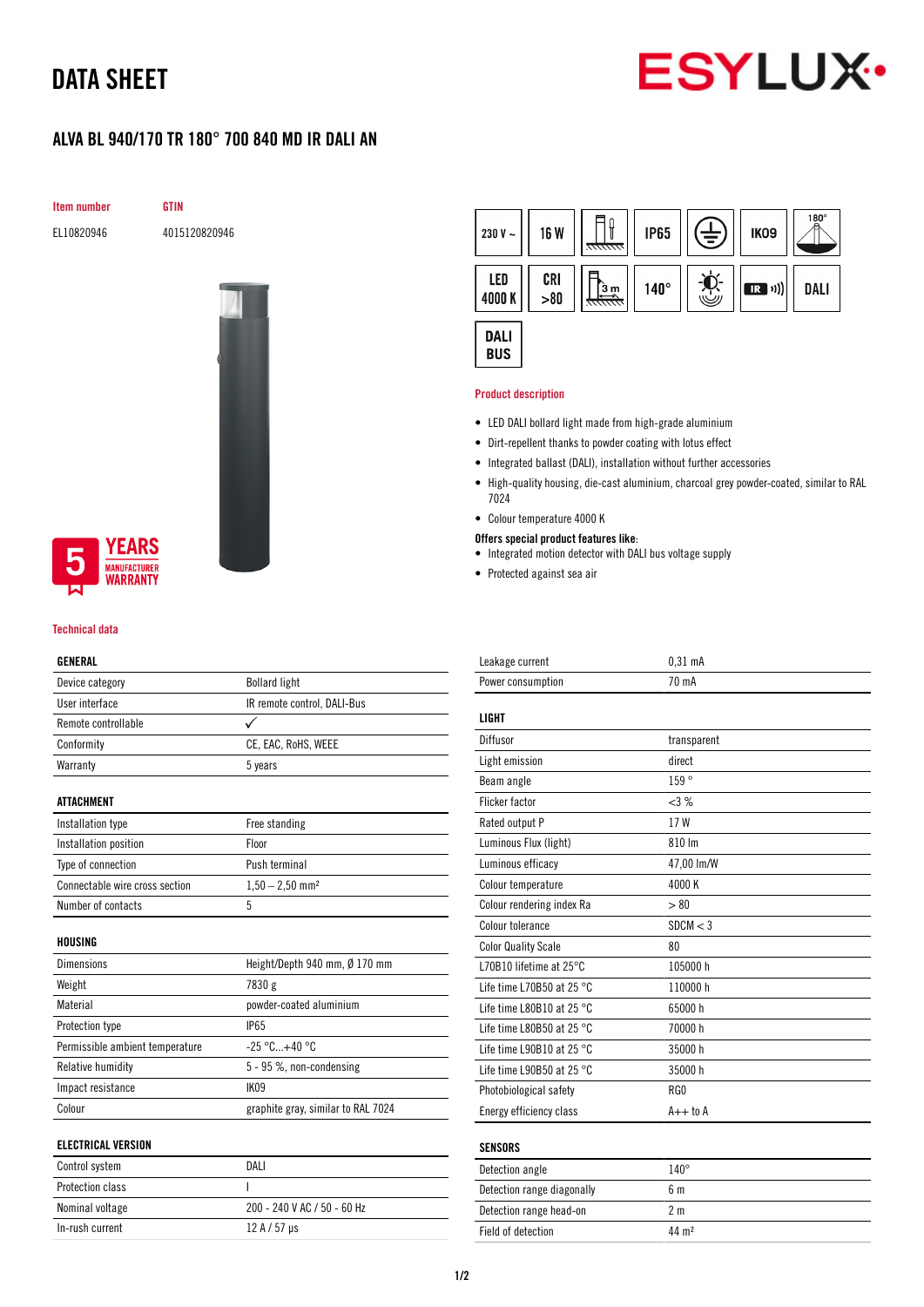# DATA SHEET

## ALVA BL 940/170 TR 180° 700 840 MD IR DALI AN

| Item number | GTIN |
|---|---|
| EL10820946 | 4015120820946 |

230 V ~ | 16 W | IP65 | IK09 | 180° | LED 4000 K | CRI >80 | 3 m | 140° | IR | DALI | DALI BUS

5 YEARS MANUFACTURER WARRANTY

### Product description

- LED DALI bollard light made from high-grade aluminium
- Dirt-repellent thanks to powder coating with lotus effect
- Integrated ballast (DALI), installation without further accessories
- High-quality housing, die-cast aluminium, charcoal grey powder-coated, similar to RAL 7024
- Colour temperature 4000 K

**Offers special product features like:**

- Integrated motion detector with DALI bus voltage supply
- Protected against sea air

### Technical data

| GENERAL | |
|---|---|
| Device category | Bollard light |
| User interface | IR remote control, DALI-Bus |
| Remote controllable | ✓ |
| Conformity | CE, EAC, RoHS, WEEE |
| Warranty | 5 years |

| ATTACHMENT | |
|---|---|
| Installation type | Free standing |
| Installation position | Floor |
| Type of connection | Push terminal |
| Connectable wire cross section | 1,50 – 2,50 mm² |
| Number of contacts | 5 |

| HOUSING | |
|---|---|
| Dimensions | Height/Depth 940 mm, Ø 170 mm |
| Weight | 7830 g |
| Material | powder-coated aluminium |
| Protection type | IP65 |
| Permissible ambient temperature | -25 °C...+40 °C |
| Relative humidity | 5 - 95 %, non-condensing |
| Impact resistance | IK09 |
| Colour | graphite gray, similar to RAL 7024 |

| ELECTRICAL VERSION | |
|---|---|
| Control system | DALI |
| Protection class | I |
| Nominal voltage | 200 - 240 V AC / 50 - 60 Hz |
| In-rush current | 12 A / 57 µs |
| Leakage current | 0,31 mA |
| Power consumption | 70 mA |

| LIGHT | |
|---|---|
| Diffusor | transparent |
| Light emission | direct |
| Beam angle | 159 ° |
| Flicker factor | <3 % |
| Rated output P | 17 W |
| Luminous Flux (light) | 810 lm |
| Luminous efficacy | 47,00 lm/W |
| Colour temperature | 4000 K |
| Colour rendering index Ra | > 80 |
| Colour tolerance | SDCM < 3 |
| Color Quality Scale | 80 |
| L70B10 lifetime at 25°C | 105000 h |
| Life time L70B50 at 25 °C | 110000 h |
| Life time L80B10 at 25 °C | 65000 h |
| Life time L80B50 at 25 °C | 70000 h |
| Life time L90B10 at 25 °C | 35000 h |
| Life time L90B50 at 25 °C | 35000 h |
| Photobiological safety | RG0 |
| Energy efficiency class | A++ to A |

| SENSORS | |
|---|---|
| Detection angle | 140° |
| Detection range diagonally | 6 m |
| Detection range head-on | 2 m |
| Field of detection | 44 m² |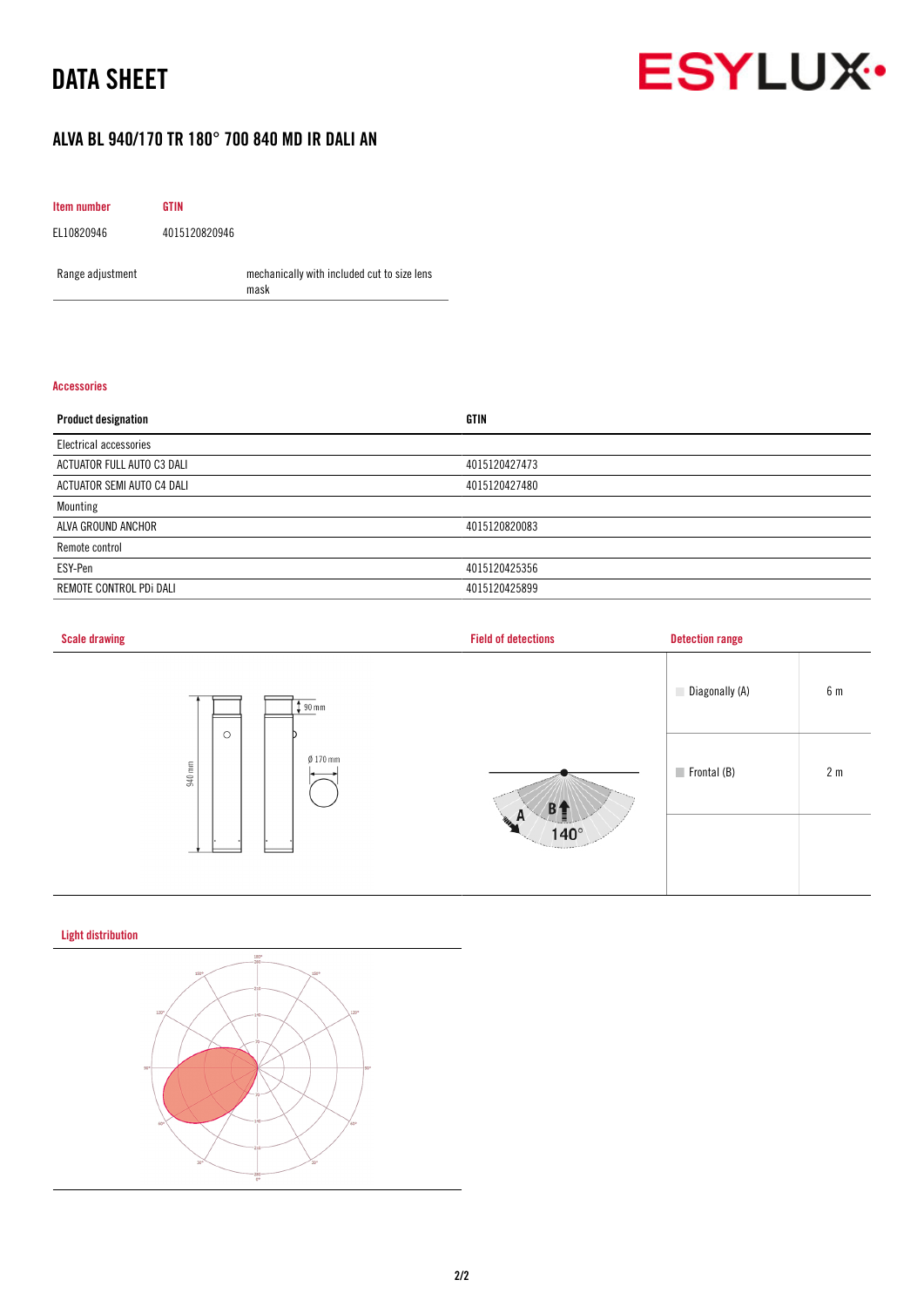# DATA SHEET

## ALVA BL 940/170 TR 180° 700 840 MD IR DALI AN

| Item number | GTIN |
|---|---|
| EL10820946 | 4015120820946 |

| | |
|---|---|
| Range adjustment | mechanically with included cut to size lens mask |

### Accessories

| Product designation | GTIN |
|---|---|
| Electrical accessories | |
| ACTUATOR FULL AUTO C3 DALI | 4015120427473 |
| ACTUATOR SEMI AUTO C4 DALI | 4015120427480 |
| Mounting | |
| ALVA GROUND ANCHOR | 4015120820083 |
| Remote control | |
| ESY-Pen | 4015120425356 |
| REMOTE CONTROL PDi DALI | 4015120425899 |

### Scale drawing

940 mm
90 mm
Ø 170 mm

### Field of detections

A
B
140°

### Detection range

| | |
|---|---|
| Diagonally (A) | 6 m |
| Frontal (B) | 2 m |

### Light distribution